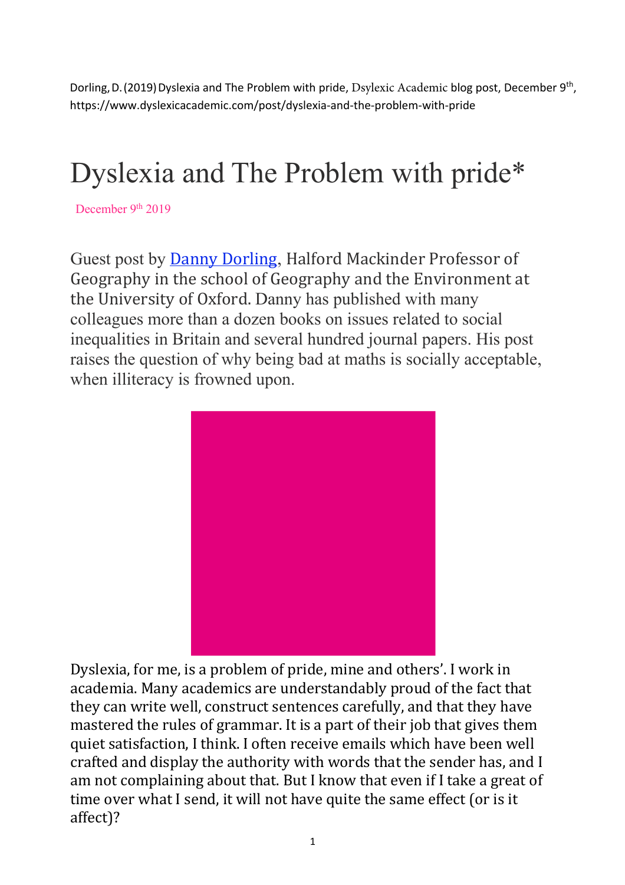Dorling, D. (2019) Dyslexia and The Problem with pride, Dsylexic Academic blog post, December 9th, https://www.dyslexicacademic.com/post/dyslexia-and-the-problem-with-pride

# Dyslexia and The Problem with pride*

December 9th 2019

Guest post by Danny Dorling, Halford Mackinder Professor of Geography in the school of Geography and the Environment at the University of Oxford. Danny has published with many colleagues more than a dozen books on issues related to social inequalities in Britain and several hundred journal papers. His post raises the question of why being bad at maths is socially acceptable, when illiteracy is frowned upon.

Dyslexia, for me, is a problem of pride, mine and others'. I work in academia. Many academics are understandably proud of the fact that they can write well, construct sentences carefully, and that they have mastered the rules of grammar. It is a part of their job that gives them quiet satisfaction, I think. I often receive emails which have been well crafted and display the authority with words that the sender has, and I am not complaining about that. But I know that even if I take a great of time over what I send, it will not have quite the same effect (or is it affect)?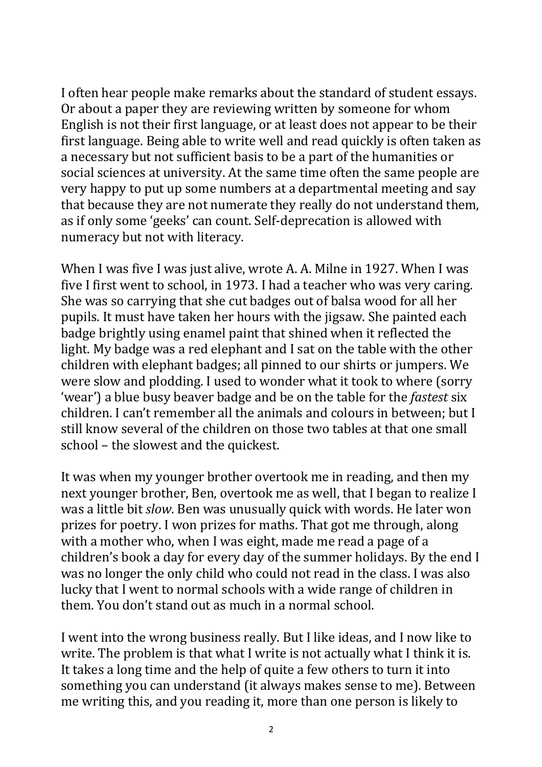I often hear people make remarks about the standard of student essays. Or about a paper they are reviewing written by someone for whom English is not their first language, or at least does not appear to be their first language. Being able to write well and read quickly is often taken as a necessary but not sufficient basis to be a part of the humanities or social sciences at university. At the same time often the same people are very happy to put up some numbers at a departmental meeting and say that because they are not numerate they really do not understand them, as if only some 'geeks' can count. Self-deprecation is allowed with numeracy but not with literacy.

When I was five I was just alive, wrote A. A. Milne in 1927. When I was five I first went to school, in 1973. I had a teacher who was very caring. She was so carrying that she cut badges out of balsa wood for all her pupils. It must have taken her hours with the jigsaw. She painted each badge brightly using enamel paint that shined when it reflected the light. My badge was a red elephant and I sat on the table with the other children with elephant badges; all pinned to our shirts or jumpers. We were slow and plodding. I used to wonder what it took to where (sorry 'wear') a blue busy beaver badge and be on the table for the *fastest* six children. I can't remember all the animals and colours in between; but I still know several of the children on those two tables at that one small school – the slowest and the quickest.

It was when my younger brother overtook me in reading, and then my next younger brother, Ben, overtook me as well, that I began to realize I was a little bit *slow*. Ben was unusually quick with words. He later won prizes for poetry. I won prizes for maths. That got me through, along with a mother who, when I was eight, made me read a page of a children's book a day for every day of the summer holidays. By the end I was no longer the only child who could not read in the class. I was also lucky that I went to normal schools with a wide range of children in them. You don't stand out as much in a normal school.

I went into the wrong business really. But I like ideas, and I now like to write. The problem is that what I write is not actually what I think it is. It takes a long time and the help of quite a few others to turn it into something you can understand (it always makes sense to me). Between me writing this, and you reading it, more than one person is likely to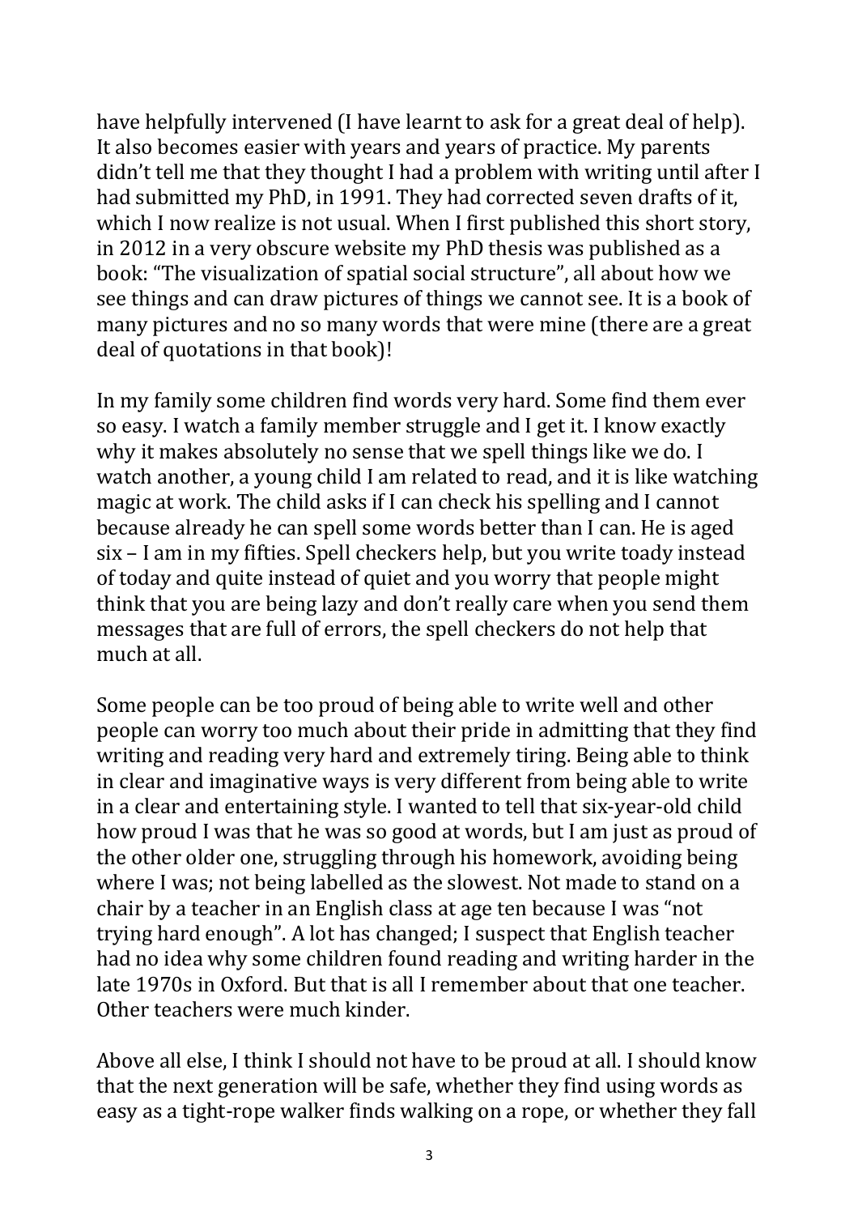have helpfully intervened (I have learnt to ask for a great deal of help). It also becomes easier with years and years of practice. My parents didn't tell me that they thought I had a problem with writing until after I had submitted my PhD, in 1991. They had corrected seven drafts of it, which I now realize is not usual. When I first published this short story, in 2012 in a very obscure website my PhD thesis was published as a book: "The visualization of spatial social structure", all about how we see things and can draw pictures of things we cannot see. It is a book of many pictures and no so many words that were mine (there are a great deal of quotations in that book)!

In my family some children find words very hard. Some find them ever so easy. I watch a family member struggle and I get it. I know exactly why it makes absolutely no sense that we spell things like we do. I watch another, a young child I am related to read, and it is like watching magic at work. The child asks if I can check his spelling and I cannot because already he can spell some words better than I can. He is aged six – I am in my fifties. Spell checkers help, but you write toady instead of today and quite instead of quiet and you worry that people might think that you are being lazy and don't really care when you send them messages that are full of errors, the spell checkers do not help that much at all.

Some people can be too proud of being able to write well and other people can worry too much about their pride in admitting that they find writing and reading very hard and extremely tiring. Being able to think in clear and imaginative ways is very different from being able to write in a clear and entertaining style. I wanted to tell that six-year-old child how proud I was that he was so good at words, but I am just as proud of the other older one, struggling through his homework, avoiding being where I was; not being labelled as the slowest. Not made to stand on a chair by a teacher in an English class at age ten because I was "not trying hard enough". A lot has changed; I suspect that English teacher had no idea why some children found reading and writing harder in the late 1970s in Oxford. But that is all I remember about that one teacher. Other teachers were much kinder.

Above all else, I think I should not have to be proud at all. I should know that the next generation will be safe, whether they find using words as easy as a tight-rope walker finds walking on a rope, or whether they fall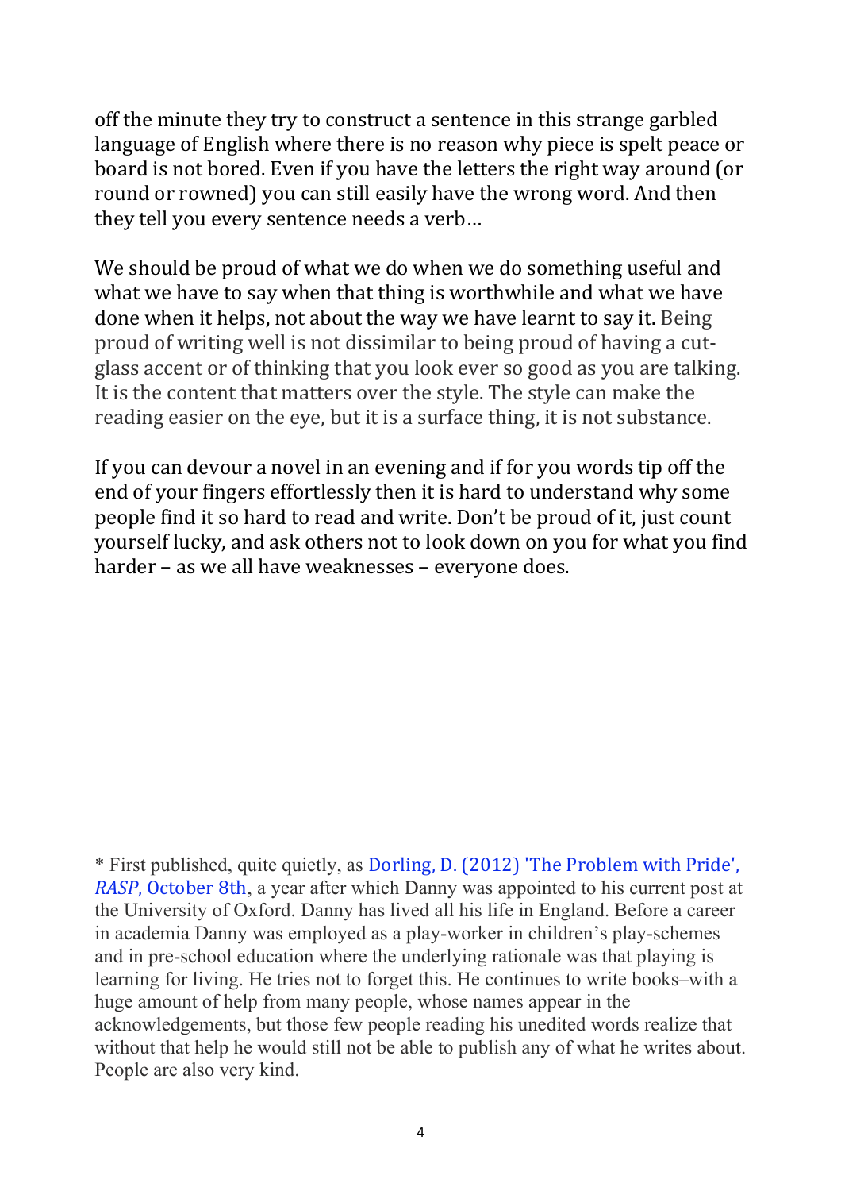off the minute they try to construct a sentence in this strange garbled language of English where there is no reason why piece is spelt peace or board is not bored. Even if you have the letters the right way around (or round or rowned) you can still easily have the wrong word. And then they tell you every sentence needs a verb…

We should be proud of what we do when we do something useful and what we have to say when that thing is worthwhile and what we have done when it helps, not about the way we have learnt to say it. Being proud of writing well is not dissimilar to being proud of having a cut-glass accent or of thinking that you look ever so good as you are talking. It is the content that matters over the style. The style can make the reading easier on the eye, but it is a surface thing, it is not substance.

If you can devour a novel in an evening and if for you words tip off the end of your fingers effortlessly then it is hard to understand why some people find it so hard to read and write. Don't be proud of it, just count yourself lucky, and ask others not to look down on you for what you find harder – as we all have weaknesses – everyone does.

* First published, quite quietly, as Dorling, D. (2012) 'The Problem with Pride', *RASP*, October 8th, a year after which Danny was appointed to his current post at the University of Oxford. Danny has lived all his life in England. Before a career in academia Danny was employed as a play-worker in children's play-schemes and in pre-school education where the underlying rationale was that playing is learning for living. He tries not to forget this. He continues to write books–with a huge amount of help from many people, whose names appear in the acknowledgements, but those few people reading his unedited words realize that without that help he would still not be able to publish any of what he writes about. People are also very kind.